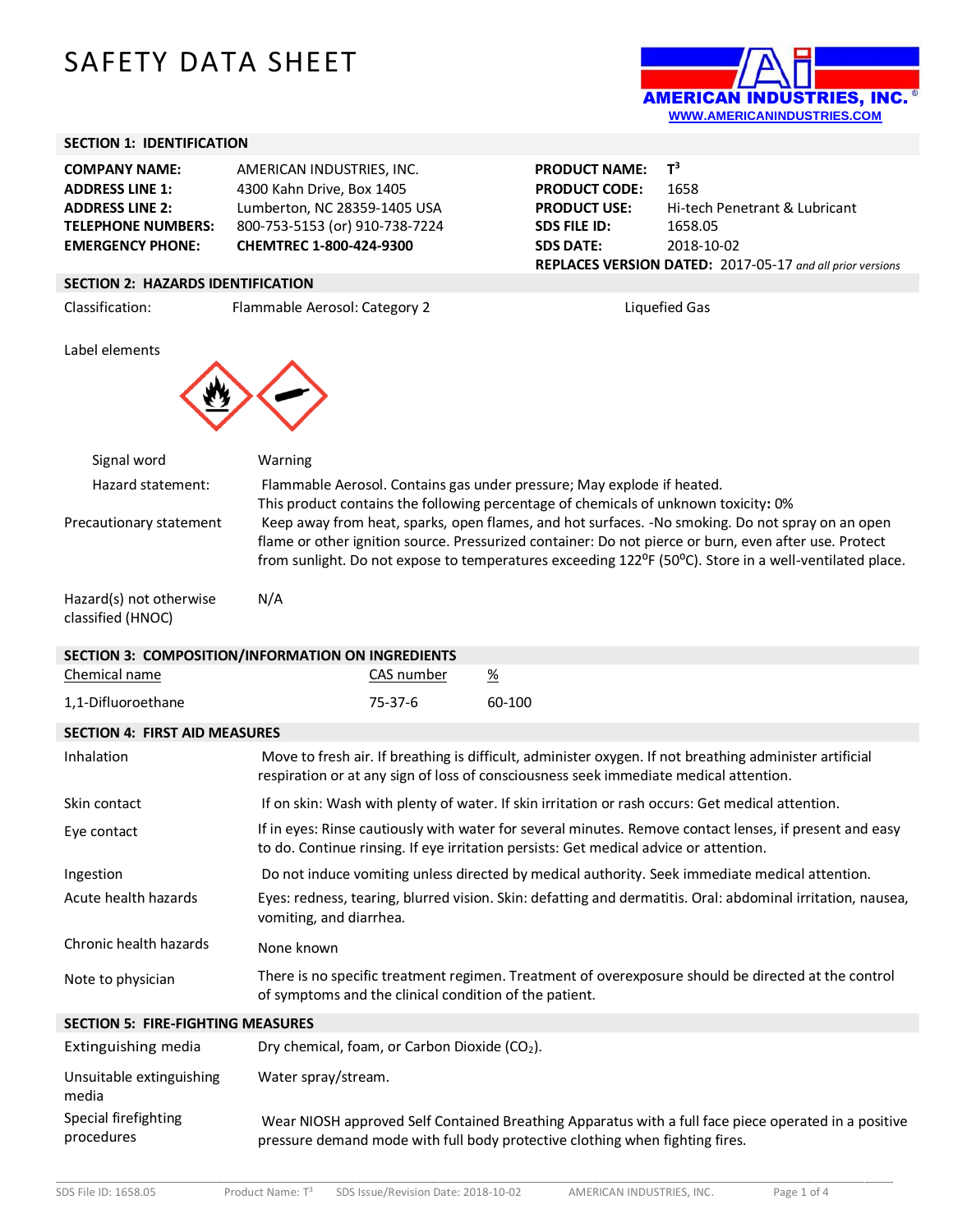# SAFETY DATA SHEET

AMERICAN INDUSTRIES, INC.
WWW.AMERICANINDUSTRIES.COM

## SECTION 1: IDENTIFICATION

| | |
|---|---|
| **COMPANY NAME:** | AMERICAN INDUSTRIES, INC. |
| **ADDRESS LINE 1:** | 4300 Kahn Drive, Box 1405 |
| **ADDRESS LINE 2:** | Lumberton, NC 28359-1405 USA |
| **TELEPHONE NUMBERS:** | 800-753-5153 (or) 910-738-7224 |
| **EMERGENCY PHONE:** | **CHEMTREC 1-800-424-9300** |

| | |
|---|---|
| **PRODUCT NAME:** | $T^3$ |
| **PRODUCT CODE:** | 1658 |
| **PRODUCT USE:** | Hi-tech Penetrant & Lubricant |
| **SDS FILE ID:** | 1658.05 |
| **SDS DATE:** | 2018-10-02 |

**REPLACES VERSION DATED:** 2017-05-17 *and all prior versions*

## SECTION 2: HAZARDS IDENTIFICATION

Classification: Flammable Aerosol: Category 2 Liquefied Gas

Label elements

| | |
|---|---|
| Signal word | Warning |
| Hazard statement: | Flammable Aerosol. Contains gas under pressure; May explode if heated.<br>This product contains the following percentage of chemicals of unknown toxicity**:** 0% |
| Precautionary statement | Keep away from heat, sparks, open flames, and hot surfaces. -No smoking. Do not spray on an open flame or other ignition source. Pressurized container: Do not pierce or burn, even after use. Protect from sunlight. Do not expose to temperatures exceeding 122°F (50°C). Store in a well-ventilated place. |
| Hazard(s) not otherwise classified (HNOC) | N/A |

## SECTION 3: COMPOSITION/INFORMATION ON INGREDIENTS

| Chemical name | CAS number | % |
|---|---|---|
| 1,1-Difluoroethane | 75-37-6 | 60-100 |

## SECTION 4: FIRST AID MEASURES

| | |
|---|---|
| Inhalation | Move to fresh air. If breathing is difficult, administer oxygen. If not breathing administer artificial respiration or at any sign of loss of consciousness seek immediate medical attention. |
| Skin contact | If on skin: Wash with plenty of water. If skin irritation or rash occurs: Get medical attention. |
| Eye contact | If in eyes: Rinse cautiously with water for several minutes. Remove contact lenses, if present and easy to do. Continue rinsing. If eye irritation persists: Get medical advice or attention. |
| Ingestion | Do not induce vomiting unless directed by medical authority. Seek immediate medical attention. |
| Acute health hazards | Eyes: redness, tearing, blurred vision. Skin: defatting and dermatitis. Oral: abdominal irritation, nausea, vomiting, and diarrhea. |
| Chronic health hazards | None known |
| Note to physician | There is no specific treatment regimen. Treatment of overexposure should be directed at the control of symptoms and the clinical condition of the patient. |

## SECTION 5: FIRE-FIGHTING MEASURES

| | |
|---|---|
| Extinguishing media | Dry chemical, foam, or Carbon Dioxide ($CO_2$). |
| Unsuitable extinguishing media | Water spray/stream. |
| Special firefighting procedures | Wear NIOSH approved Self Contained Breathing Apparatus with a full face piece operated in a positive pressure demand mode with full body protective clothing when fighting fires. |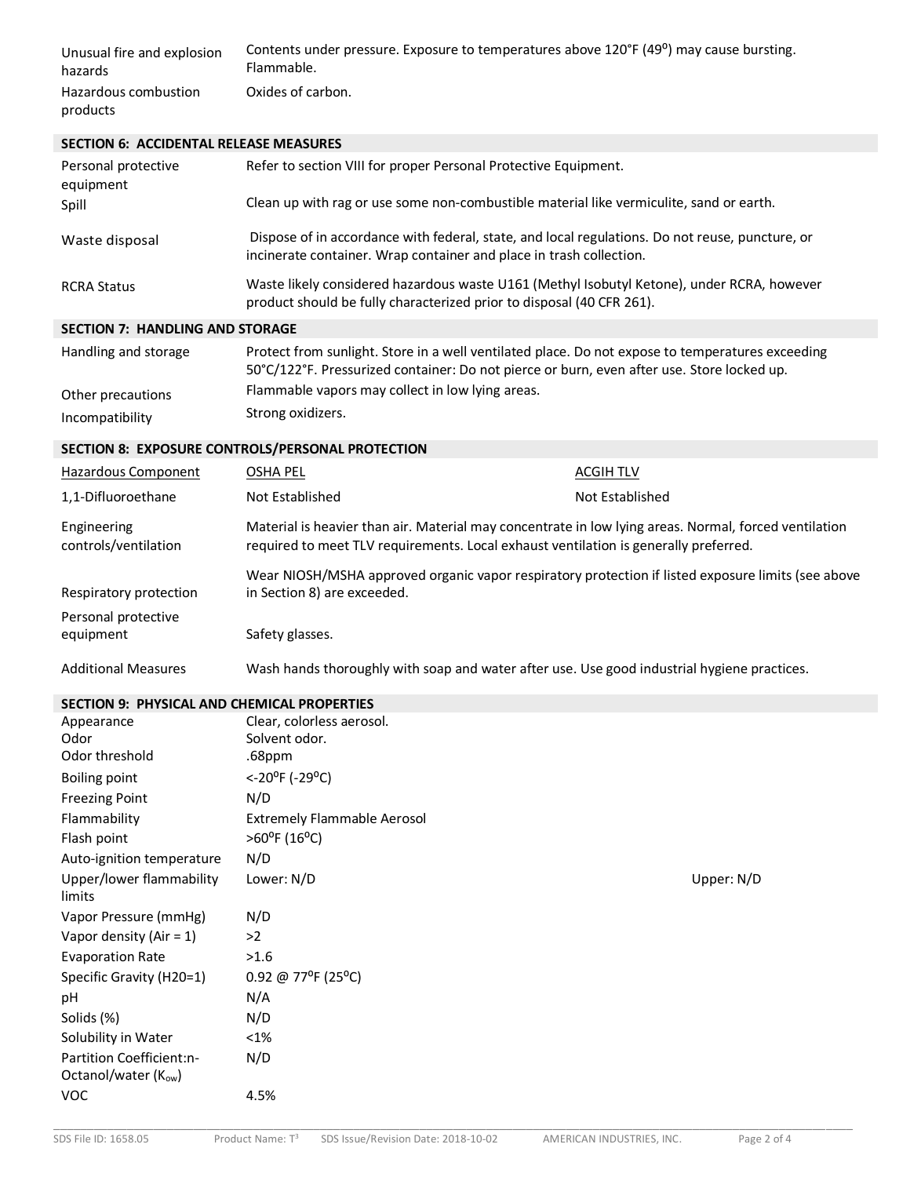| | |
|---|---|
| Unusual fire and explosion hazards | Contents under pressure. Exposure to temperatures above 120°F (49°) may cause bursting. Flammable. |
| Hazardous combustion products | Oxides of carbon. |

## SECTION 6: ACCIDENTAL RELEASE MEASURES

| | |
|---|---|
| Personal protective equipment | Refer to section VIII for proper Personal Protective Equipment. |
| Spill | Clean up with rag or use some non-combustible material like vermiculite, sand or earth. |
| Waste disposal | Dispose of in accordance with federal, state, and local regulations. Do not reuse, puncture, or incinerate container. Wrap container and place in trash collection. |
| RCRA Status | Waste likely considered hazardous waste U161 (Methyl Isobutyl Ketone), under RCRA, however product should be fully characterized prior to disposal (40 CFR 261). |

## SECTION 7: HANDLING AND STORAGE

| | |
|---|---|
| Handling and storage | Protect from sunlight. Store in a well ventilated place. Do not expose to temperatures exceeding 50°C/122°F. Pressurized container: Do not pierce or burn, even after use. Store locked up. |
| Other precautions | Flammable vapors may collect in low lying areas. |
| Incompatibility | Strong oxidizers. |

## SECTION 8: EXPOSURE CONTROLS/PERSONAL PROTECTION

| Hazardous Component | OSHA PEL | ACGIH TLV |
|---|---|---|
| 1,1-Difluoroethane | Not Established | Not Established |

| | |
|---|---|
| Engineering controls/ventilation | Material is heavier than air. Material may concentrate in low lying areas. Normal, forced ventilation required to meet TLV requirements. Local exhaust ventilation is generally preferred. |
| Respiratory protection | Wear NIOSH/MSHA approved organic vapor respiratory protection if listed exposure limits (see above in Section 8) are exceeded. |
| Personal protective equipment | Safety glasses. |
| Additional Measures | Wash hands thoroughly with soap and water after use. Use good industrial hygiene practices. |

## SECTION 9: PHYSICAL AND CHEMICAL PROPERTIES

| | | |
|---|---|---|
| Appearance | Clear, colorless aerosol. | |
| Odor | Solvent odor. | |
| Odor threshold | .68ppm | |
| Boiling point | <-20°F (-29°C) | |
| Freezing Point | N/D | |
| Flammability | Extremely Flammable Aerosol | |
| Flash point | >60°F (16°C) | |
| Auto-ignition temperature | N/D | |
| Upper/lower flammability limits | Lower: N/D | Upper: N/D |
| Vapor Pressure (mmHg) | N/D | |
| Vapor density (Air = 1) | >2 | |
| Evaporation Rate | >1.6 | |
| Specific Gravity (H20=1) | 0.92 @ 77°F (25°C) | |
| pH | N/A | |
| Solids (%) | N/D | |
| Solubility in Water | <1% | |
| Partition Coefficient:n-Octanol/water ($K_{ow}$) | N/D | |
| VOC | 4.5% | |

SDS File ID: 1658.05 Product Name: T³ SDS Issue/Revision Date: 2018-10-02 AMERICAN INDUSTRIES, INC.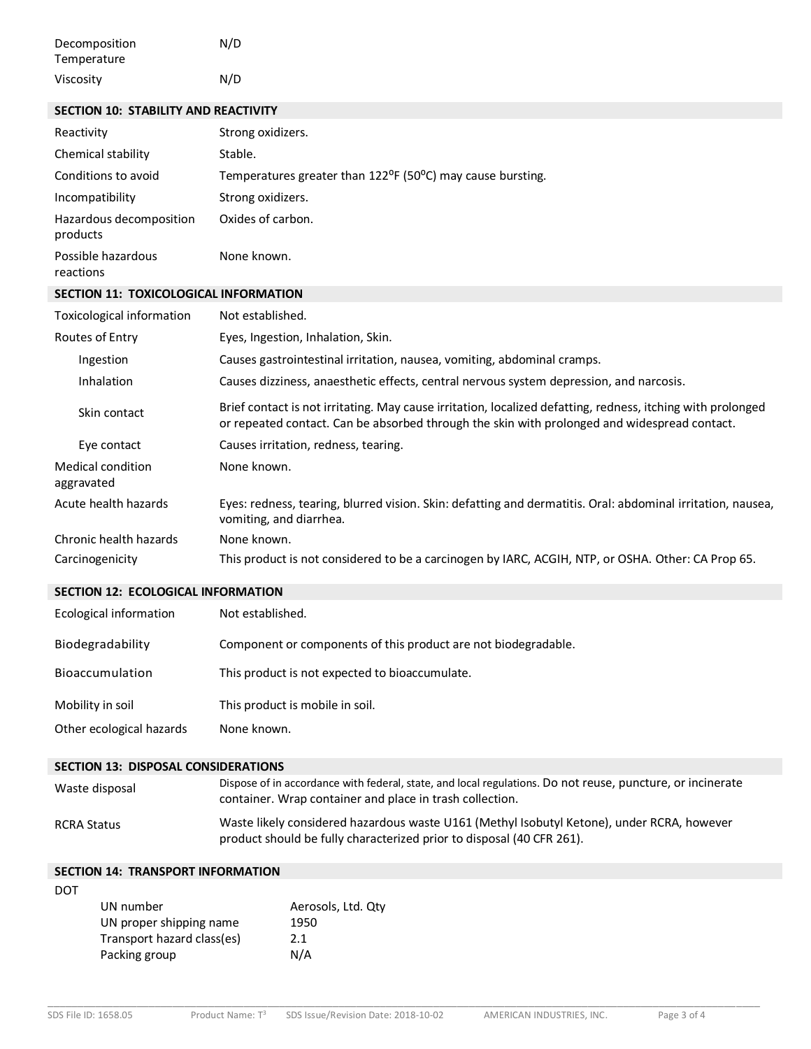| | |
|---|---|
| Decomposition Temperature | N/D |
| Viscosity | N/D |

## SECTION 10: STABILITY AND REACTIVITY

| | |
|---|---|
| Reactivity | Strong oxidizers. |
| Chemical stability | Stable. |
| Conditions to avoid | Temperatures greater than 122⁰F (50⁰C) may cause bursting. |
| Incompatibility | Strong oxidizers. |
| Hazardous decomposition products | Oxides of carbon. |
| Possible hazardous reactions | None known. |

## SECTION 11: TOXICOLOGICAL INFORMATION

| | |
|---|---|
| Toxicological information | Not established. |
| Routes of Entry | Eyes, Ingestion, Inhalation, Skin. |
| Ingestion | Causes gastrointestinal irritation, nausea, vomiting, abdominal cramps. |
| Inhalation | Causes dizziness, anaesthetic effects, central nervous system depression, and narcosis. |
| Skin contact | Brief contact is not irritating. May cause irritation, localized defatting, redness, itching with prolonged or repeated contact. Can be absorbed through the skin with prolonged and widespread contact. |
| Eye contact | Causes irritation, redness, tearing. |
| Medical condition aggravated | None known. |
| Acute health hazards | Eyes: redness, tearing, blurred vision. Skin: defatting and dermatitis. Oral: abdominal irritation, nausea, vomiting, and diarrhea. |
| Chronic health hazards | None known. |
| Carcinogenicity | This product is not considered to be a carcinogen by IARC, ACGIH, NTP, or OSHA. Other: CA Prop 65. |

## SECTION 12: ECOLOGICAL INFORMATION

| | |
|---|---|
| Ecological information | Not established. |
| Biodegradability | Component or components of this product are not biodegradable. |
| Bioaccumulation | This product is not expected to bioaccumulate. |
| Mobility in soil | This product is mobile in soil. |
| Other ecological hazards | None known. |

## SECTION 13: DISPOSAL CONSIDERATIONS

| | |
|---|---|
| Waste disposal | Dispose of in accordance with federal, state, and local regulations. Do not reuse, puncture, or incinerate container. Wrap container and place in trash collection. |
| RCRA Status | Waste likely considered hazardous waste U161 (Methyl Isobutyl Ketone), under RCRA, however product should be fully characterized prior to disposal (40 CFR 261). |

## SECTION 14: TRANSPORT INFORMATION

DOT

| | |
|---|---|
| UN number | Aerosols, Ltd. Qty |
| UN proper shipping name | 1950 |
| Transport hazard class(es) | 2.1 |
| Packing group | N/A |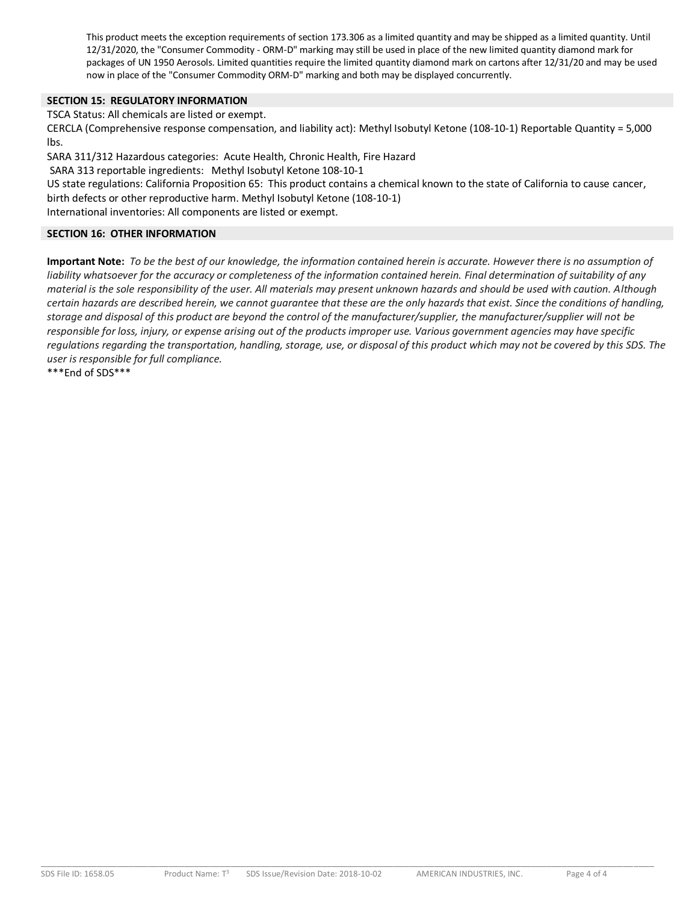This product meets the exception requirements of section 173.306 as a limited quantity and may be shipped as a limited quantity. Until 12/31/2020, the "Consumer Commodity - ORM-D" marking may still be used in place of the new limited quantity diamond mark for packages of UN 1950 Aerosols. Limited quantities require the limited quantity diamond mark on cartons after 12/31/20 and may be used now in place of the "Consumer Commodity ORM-D" marking and both may be displayed concurrently.

## SECTION 15: REGULATORY INFORMATION

TSCA Status: All chemicals are listed or exempt.

CERCLA (Comprehensive response compensation, and liability act): Methyl Isobutyl Ketone (108-10-1) Reportable Quantity = 5,000 lbs.

SARA 311/312 Hazardous categories: Acute Health, Chronic Health, Fire Hazard

SARA 313 reportable ingredients: Methyl Isobutyl Ketone 108-10-1

US state regulations: California Proposition 65: This product contains a chemical known to the state of California to cause cancer, birth defects or other reproductive harm. Methyl Isobutyl Ketone (108-10-1)

International inventories: All components are listed or exempt.

## SECTION 16: OTHER INFORMATION

**Important Note:** *To be the best of our knowledge, the information contained herein is accurate. However there is no assumption of liability whatsoever for the accuracy or completeness of the information contained herein. Final determination of suitability of any material is the sole responsibility of the user. All materials may present unknown hazards and should be used with caution. Although certain hazards are described herein, we cannot guarantee that these are the only hazards that exist. Since the conditions of handling, storage and disposal of this product are beyond the control of the manufacturer/supplier, the manufacturer/supplier will not be responsible for loss, injury, or expense arising out of the products improper use. Various government agencies may have specific regulations regarding the transportation, handling, storage, use, or disposal of this product which may not be covered by this SDS. The user is responsible for full compliance.*

***End of SDS***